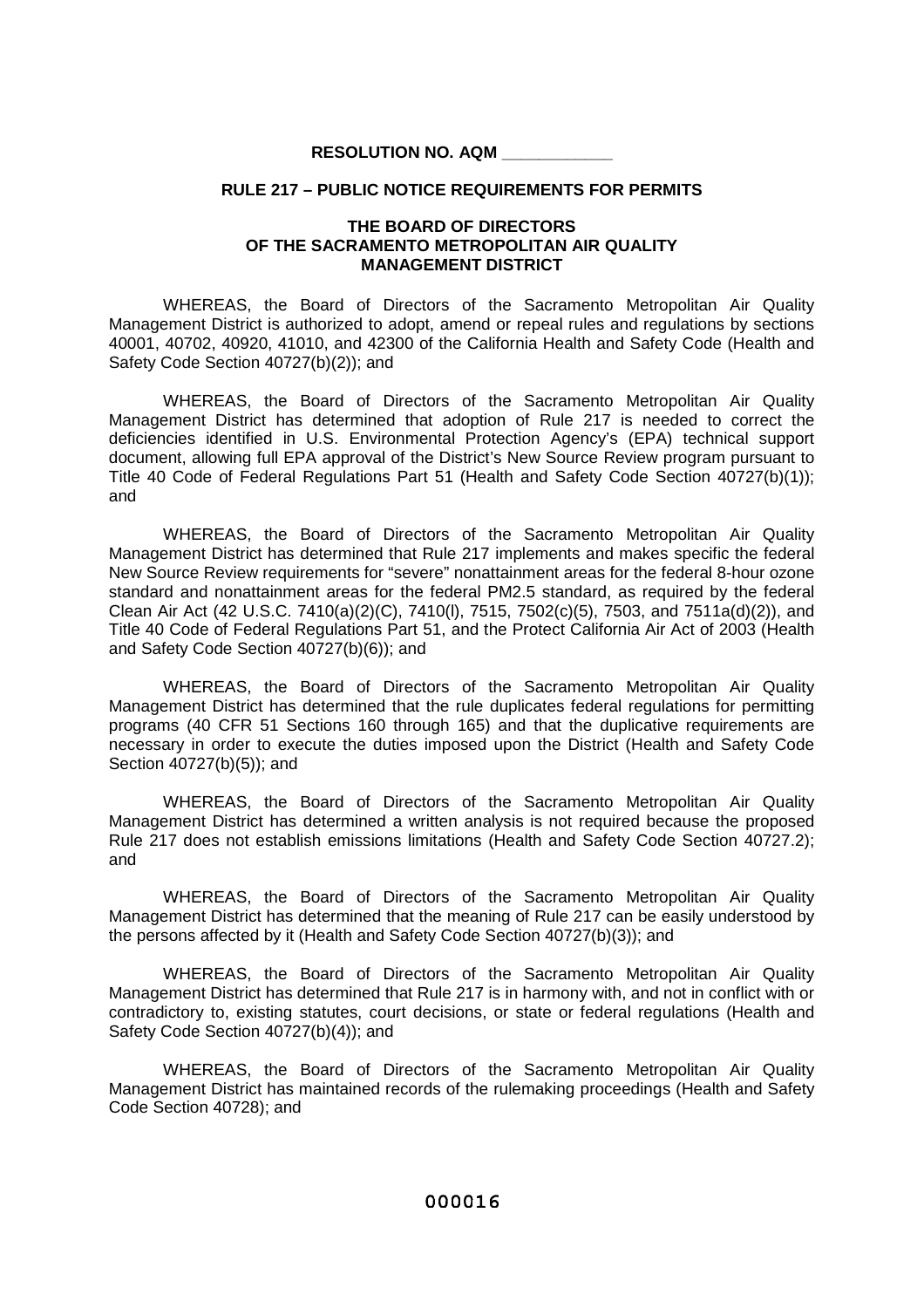**RESOLUTION NO. AQM \_\_\_\_\_\_\_\_\_\_\_\_**

**RULE 217 – PUBLIC NOTICE REQUIREMENTS FOR PERMITS**

**THE BOARD OF DIRECTORS OF THE SACRAMENTO METROPOLITAN AIR QUALITY MANAGEMENT DISTRICT**

WHEREAS, the Board of Directors of the Sacramento Metropolitan Air Quality Management District is authorized to adopt, amend or repeal rules and regulations by sections 40001, 40702, 40920, 41010, and 42300 of the California Health and Safety Code (Health and Safety Code Section 40727(b)(2)); and

WHEREAS, the Board of Directors of the Sacramento Metropolitan Air Quality Management District has determined that adoption of Rule 217 is needed to correct the deficiencies identified in U.S. Environmental Protection Agency's (EPA) technical support document, allowing full EPA approval of the District's New Source Review program pursuant to Title 40 Code of Federal Regulations Part 51 (Health and Safety Code Section 40727(b)(1)); and

WHEREAS, the Board of Directors of the Sacramento Metropolitan Air Quality Management District has determined that Rule 217 implements and makes specific the federal New Source Review requirements for "severe" nonattainment areas for the federal 8-hour ozone standard and nonattainment areas for the federal PM2.5 standard, as required by the federal Clean Air Act (42 U.S.C. 7410(a)(2)(C), 7410(l), 7515, 7502(c)(5), 7503, and 7511a(d)(2)), and Title 40 Code of Federal Regulations Part 51, and the Protect California Air Act of 2003 (Health and Safety Code Section 40727(b)(6)); and

WHEREAS, the Board of Directors of the Sacramento Metropolitan Air Quality Management District has determined that the rule duplicates federal regulations for permitting programs (40 CFR 51 Sections 160 through 165) and that the duplicative requirements are necessary in order to execute the duties imposed upon the District (Health and Safety Code Section 40727(b)(5)); and

WHEREAS, the Board of Directors of the Sacramento Metropolitan Air Quality Management District has determined a written analysis is not required because the proposed Rule 217 does not establish emissions limitations (Health and Safety Code Section 40727.2); and

WHEREAS, the Board of Directors of the Sacramento Metropolitan Air Quality Management District has determined that the meaning of Rule 217 can be easily understood by the persons affected by it (Health and Safety Code Section 40727(b)(3)); and

WHEREAS, the Board of Directors of the Sacramento Metropolitan Air Quality Management District has determined that Rule 217 is in harmony with, and not in conflict with or contradictory to, existing statutes, court decisions, or state or federal regulations (Health and Safety Code Section 40727(b)(4)); and

WHEREAS, the Board of Directors of the Sacramento Metropolitan Air Quality Management District has maintained records of the rulemaking proceedings (Health and Safety Code Section 40728); and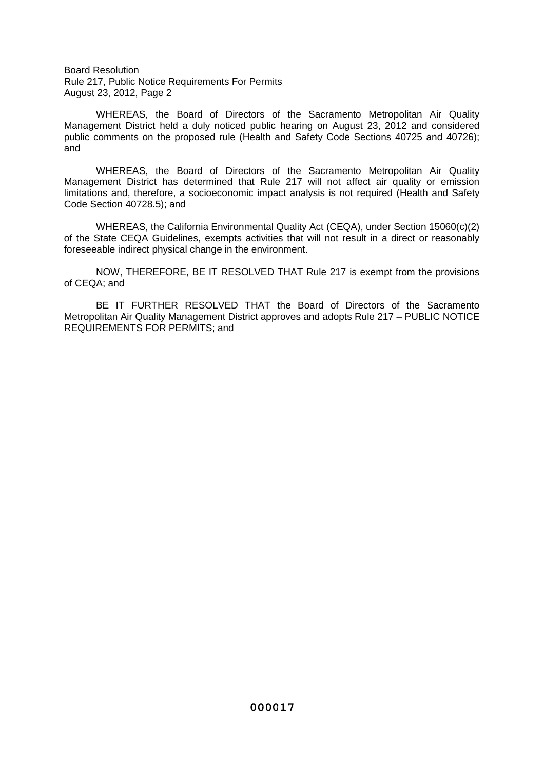WHEREAS, the Board of Directors of the Sacramento Metropolitan Air Quality Management District held a duly noticed public hearing on August 23, 2012 and considered public comments on the proposed rule (Health and Safety Code Sections 40725 and 40726); and

WHEREAS, the Board of Directors of the Sacramento Metropolitan Air Quality Management District has determined that Rule 217 will not affect air quality or emission limitations and, therefore, a socioeconomic impact analysis is not required (Health and Safety Code Section 40728.5); and

WHEREAS, the California Environmental Quality Act (CEQA), under Section 15060(c)(2) of the State CEQA Guidelines, exempts activities that will not result in a direct or reasonably foreseeable indirect physical change in the environment.

NOW, THEREFORE, BE IT RESOLVED THAT Rule 217 is exempt from the provisions of CEQA; and

BE IT FURTHER RESOLVED THAT the Board of Directors of the Sacramento Metropolitan Air Quality Management District approves and adopts Rule 217 – PUBLIC NOTICE REQUIREMENTS FOR PERMITS; and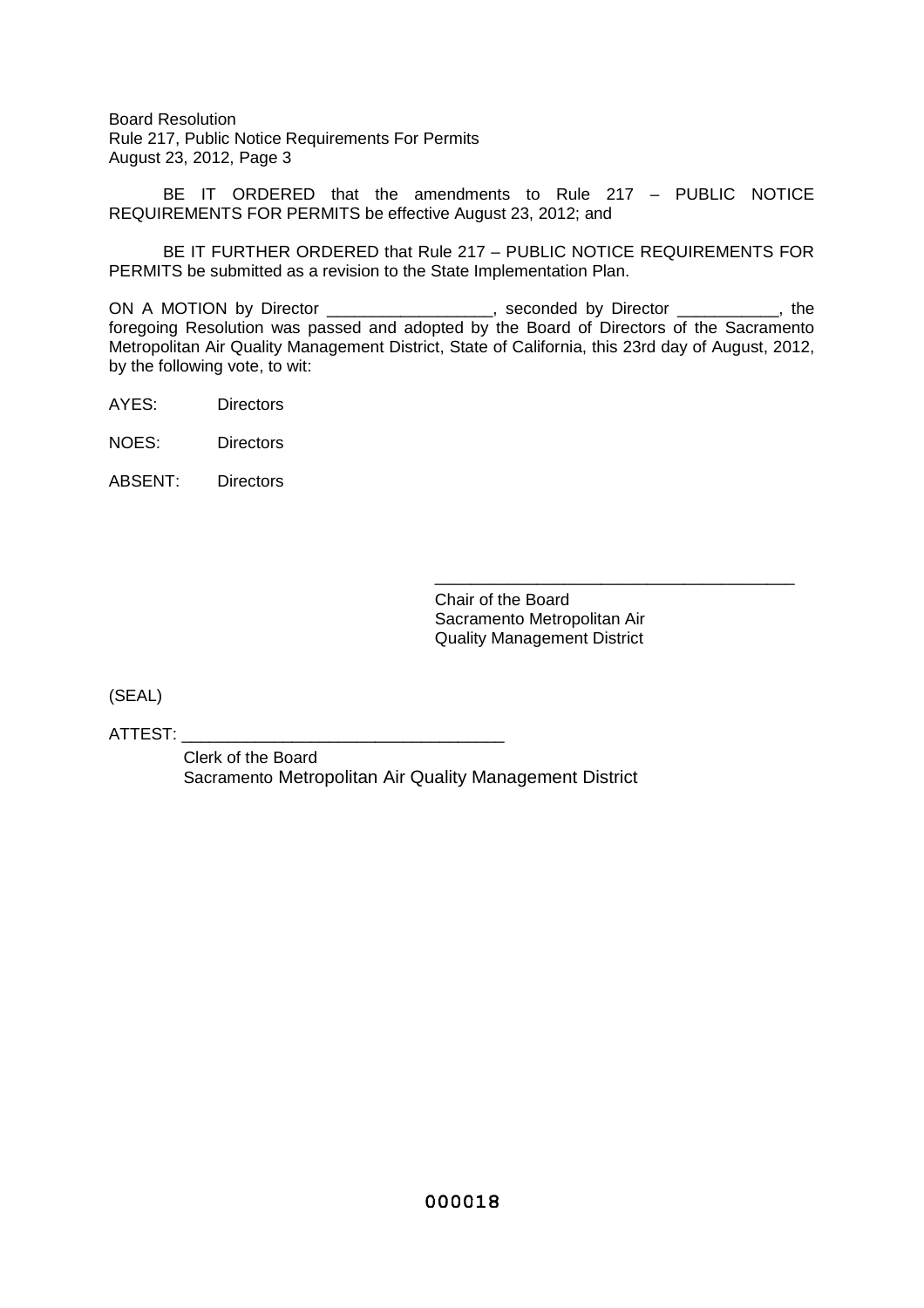BE IT ORDERED that the amendments to Rule 217 – PUBLIC NOTICE REQUIREMENTS FOR PERMITS be effective August 23, 2012; and

BE IT FURTHER ORDERED that Rule 217 – PUBLIC NOTICE REQUIREMENTS FOR PERMITS be submitted as a revision to the State Implementation Plan.

ON A MOTION by Director __________________, seconded by Director ___________, the foregoing Resolution was passed and adopted by the Board of Directors of the Sacramento Metropolitan Air Quality Management District, State of California, this 23rd day of August, 2012, by the following vote, to wit:

AYES: Directors

NOES: Directors

ABSENT: Directors

_______________________________________
Chair of the Board
Sacramento Metropolitan Air
Quality Management District

(SEAL)

ATTEST: __________________________________
Clerk of the Board
Sacramento Metropolitan Air Quality Management District